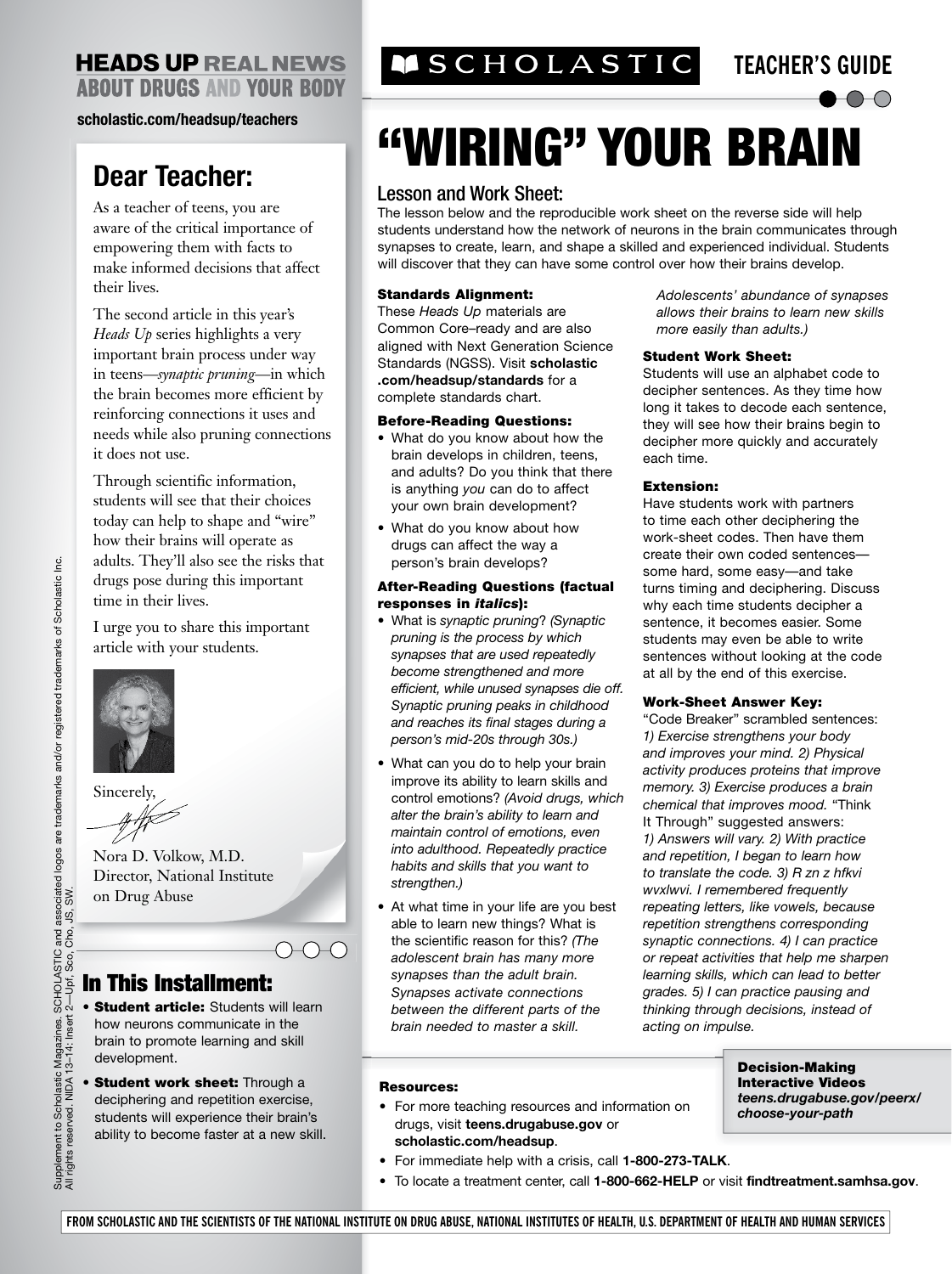HEADS UP REAL NEWS ABOUT DRUGS AND YOUR BODY

scholastic.com/headsup/teachers

SCHOLASTIC TEACHER'S GUIDE

# "WIRING" YOUR BRAIN

## Dear Teacher:

As a teacher of teens, you are aware of the critical importance of empowering them with facts to make informed decisions that affect their lives.

The second article in this year's *Heads Up* series highlights a very important brain process under way in teens—*synaptic pruning*—in which the brain becomes more efficient by reinforcing connections it uses and needs while also pruning connections it does not use.

Through scientific information, students will see that their choices today can help to shape and "wire" how their brains will operate as adults. They'll also see the risks that drugs pose during this important time in their lives.

I urge you to share this important article with your students.

Sincerely,

Nora D. Volkow, M.D.
Director, National Institute on Drug Abuse

## In This Installment:

- **Student article:** Students will learn how neurons communicate in the brain to promote learning and skill development.
- **Student work sheet:** Through a deciphering and repetition exercise, students will experience their brain's ability to become faster at a new skill.

Supplement to Scholastic Magazines. SCHOLASTIC and associated logos are trademarks and/or registered trademarks of Scholastic Inc. All rights reserved. NIDA 13–14: Insert 2—Upf, Sco, Cho, JS, SW.

## Lesson and Work Sheet:

The lesson below and the reproducible work sheet on the reverse side will help students understand how the network of neurons in the brain communicates through synapses to create, learn, and shape a skilled and experienced individual. Students will discover that they can have some control over how their brains develop.

### Standards Alignment:

These *Heads Up* materials are Common Core–ready and are also aligned with Next Generation Science Standards (NGSS). Visit **scholastic .com/headsup/standards** for a complete standards chart.

### Before-Reading Questions:

- What do you know about how the brain develops in children, teens, and adults? Do you think that there is anything *you* can do to affect your own brain development?
- What do you know about how drugs can affect the way a person's brain develops?

### After-Reading Questions (factual responses in *italics*):

- What is *synaptic pruning*? *(Synaptic pruning is the process by which synapses that are used repeatedly become strengthened and more efficient, while unused synapses die off. Synaptic pruning peaks in childhood and reaches its final stages during a person's mid-20s through 30s.)*
- What can you do to help your brain improve its ability to learn skills and control emotions? *(Avoid drugs, which alter the brain's ability to learn and maintain control of emotions, even into adulthood. Repeatedly practice habits and skills that you want to strengthen.)*
- At what time in your life are you best able to learn new things? What is the scientific reason for this? *(The adolescent brain has many more synapses than the adult brain. Synapses activate connections between the different parts of the brain needed to master a skill. Adolescents' abundance of synapses allows their brains to learn new skills more easily than adults.)*

### Student Work Sheet:

Students will use an alphabet code to decipher sentences. As they time how long it takes to decode each sentence, they will see how their brains begin to decipher more quickly and accurately each time.

### Extension:

Have students work with partners to time each other deciphering the work-sheet codes. Then have them create their own coded sentences—some hard, some easy—and take turns timing and deciphering. Discuss why each time students decipher a sentence, it becomes easier. Some students may even be able to write sentences without looking at the code at all by the end of this exercise.

### Work-Sheet Answer Key:

"Code Breaker" scrambled sentences: *1) Exercise strengthens your body and improves your mind. 2) Physical activity produces proteins that improve memory. 3) Exercise produces a brain chemical that improves mood.* "Think It Through" suggested answers: *1) Answers will vary. 2) With practice and repetition, I began to learn how to translate the code. 3) R zn z hfkvi wvxlwvi. I remembered frequently repeating letters, like vowels, because repetition strengthens corresponding synaptic connections. 4) I can practice or repeat activities that help me sharpen learning skills, which can lead to better grades. 5) I can practice pausing and thinking through decisions, instead of acting on impulse.*

### Resources:

- For more teaching resources and information on drugs, visit **teens.drugabuse.gov** or **scholastic.com/headsup**.
- For immediate help with a crisis, call **1-800-273-TALK**.
- To locate a treatment center, call **1-800-662-HELP** or visit **findtreatment.samhsa.gov**.

**Decision-Making Interactive Videos**
***teens.drugabuse.gov/peerx/choose-your-path***

FROM SCHOLASTIC AND THE SCIENTISTS OF THE NATIONAL INSTITUTE ON DRUG ABUSE, NATIONAL INSTITUTES OF HEALTH, U.S. DEPARTMENT OF HEALTH AND HUMAN SERVICES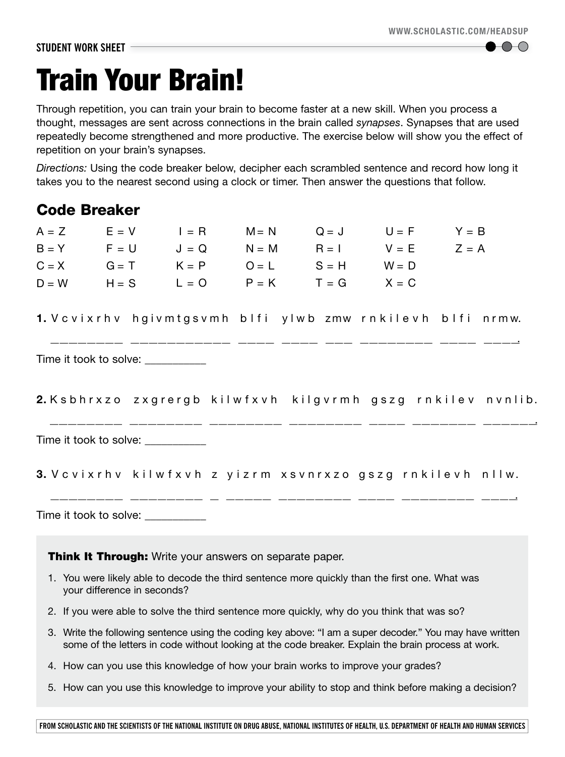STUDENT WORK SHEET

# Train Your Brain!

Through repetition, you can train your brain to become faster at a new skill. When you process a thought, messages are sent across connections in the brain called *synapses*. Synapses that are used repeatedly become strengthened and more productive. The exercise below will show you the effect of repetition on your brain's synapses.

*Directions:* Using the code breaker below, decipher each scrambled sentence and record how long it takes you to the nearest second using a clock or timer. Then answer the questions that follow.

## Code Breaker

| | | | | | | |
|---|---|---|---|---|---|---|
| A = Z | E = V | I = R | M = N | Q = J | U = F | Y = B |
| B = Y | F = U | J = Q | N = M | R = I | V = E | Z = A |
| C = X | G = T | K = P | O = L | S = H | W = D | |
| D = W | H = S | L = O | P = K | T = G | X = C | |

**1.** V c v i x r h v   h g i v m t g s v m h   b l f i   y l w b   z m w   r n k i l e v h   b l f i   n r m w.

_________ ____________ _____ _____ ___ _________ _____ _____.

Time it took to solve: __________

**2.** K s b h r x z o   z x g r e r g b   k i l w f x v h   k i l g v r m h   g s z g   r n k i l e v   n v n l i b.

_________ _________ _________ _________ _____ ________ _______.

Time it took to solve: __________

**3.** V c v i x r h v   k i l w f x v h   z   y i z r m   x s v n r x z o   g s z g   r n k i l e v h   n l l w.

_________ _________ _ ______ _________ _____ _________ _____.

Time it took to solve: __________

**Think It Through:** Write your answers on separate paper.

1. You were likely able to decode the third sentence more quickly than the first one. What was your difference in seconds?
2. If you were able to solve the third sentence more quickly, why do you think that was so?
3. Write the following sentence using the coding key above: "I am a super decoder." You may have written some of the letters in code without looking at the code breaker. Explain the brain process at work.
4. How can you use this knowledge of how your brain works to improve your grades?
5. How can you use this knowledge to improve your ability to stop and think before making a decision?

FROM SCHOLASTIC AND THE SCIENTISTS OF THE NATIONAL INSTITUTE ON DRUG ABUSE, NATIONAL INSTITUTES OF HEALTH, U.S. DEPARTMENT OF HEALTH AND HUMAN SERVICES